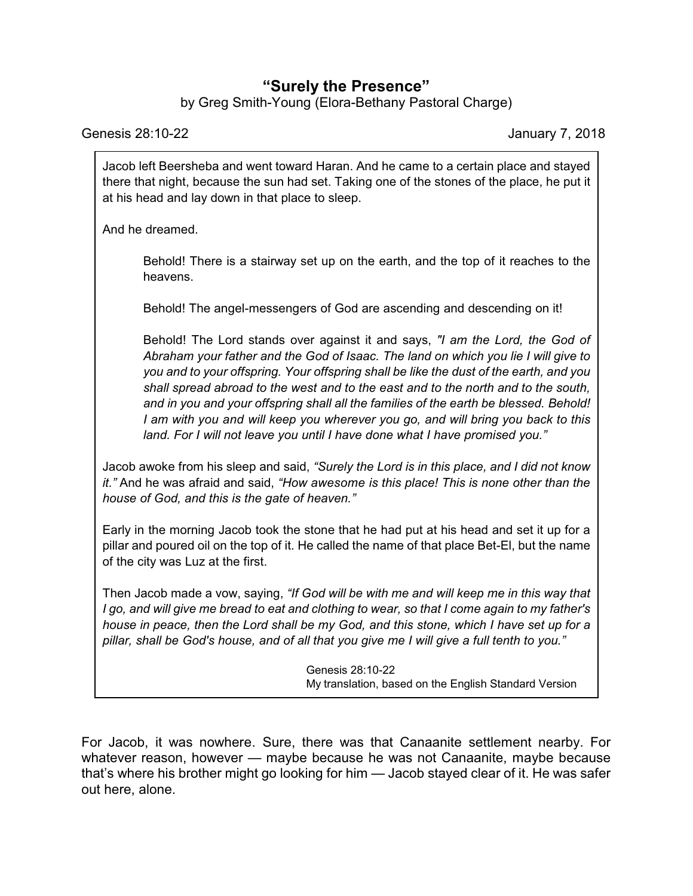# "Surely the Presence"

by Greg Smith-Young (Elora-Bethany Pastoral Charge)

Genesis 28:10-22 January 7, 2018

> Jacob left Beersheba and went toward Haran. And he came to a certain place and stayed there that night, because the sun had set. Taking one of the stones of the place, he put it at his head and lay down in that place to sleep.
>
> And he dreamed.
>
>> Behold! There is a stairway set up on the earth, and the top of it reaches to the heavens.
>>
>> Behold! The angel-messengers of God are ascending and descending on it!
>>
>> Behold! The Lord stands over against it and says, *"I am the Lord, the God of Abraham your father and the God of Isaac. The land on which you lie I will give to you and to your offspring. Your offspring shall be like the dust of the earth, and you shall spread abroad to the west and to the east and to the north and to the south, and in you and your offspring shall all the families of the earth be blessed. Behold! I am with you and will keep you wherever you go, and will bring you back to this land. For I will not leave you until I have done what I have promised you."*
>
> Jacob awoke from his sleep and said, *"Surely the Lord is in this place, and I did not know it."* And he was afraid and said, *"How awesome is this place! This is none other than the house of God, and this is the gate of heaven."*
>
> Early in the morning Jacob took the stone that he had put at his head and set it up for a pillar and poured oil on the top of it. He called the name of that place Bet-El, but the name of the city was Luz at the first.
>
> Then Jacob made a vow, saying, *"If God will be with me and will keep me in this way that I go, and will give me bread to eat and clothing to wear, so that I come again to my father's house in peace, then the Lord shall be my God, and this stone, which I have set up for a pillar, shall be God's house, and of all that you give me I will give a full tenth to you."*
>
> Genesis 28:10-22
> My translation, based on the English Standard Version

For Jacob, it was nowhere. Sure, there was that Canaanite settlement nearby. For whatever reason, however — maybe because he was not Canaanite, maybe because that's where his brother might go looking for him — Jacob stayed clear of it. He was safer out here, alone.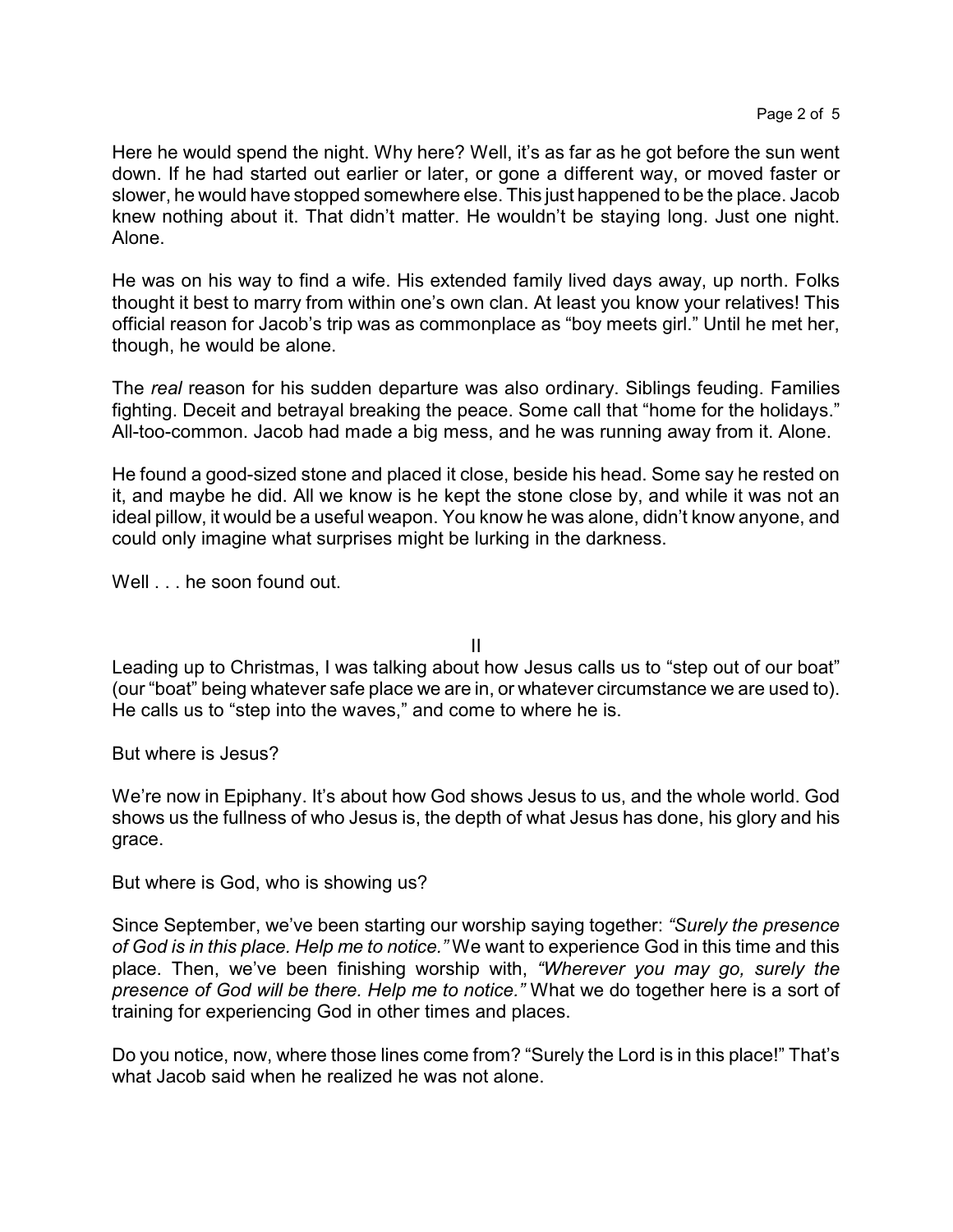Here he would spend the night. Why here? Well, it's as far as he got before the sun went down. If he had started out earlier or later, or gone a different way, or moved faster or slower, he would have stopped somewhere else. This just happened to be the place. Jacob knew nothing about it. That didn't matter. He wouldn't be staying long. Just one night. Alone.

He was on his way to find a wife. His extended family lived days away, up north. Folks thought it best to marry from within one's own clan. At least you know your relatives! This official reason for Jacob's trip was as commonplace as "boy meets girl." Until he met her, though, he would be alone.

The *real* reason for his sudden departure was also ordinary. Siblings feuding. Families fighting. Deceit and betrayal breaking the peace. Some call that "home for the holidays." All-too-common. Jacob had made a big mess, and he was running away from it. Alone.

He found a good-sized stone and placed it close, beside his head. Some say he rested on it, and maybe he did. All we know is he kept the stone close by, and while it was not an ideal pillow, it would be a useful weapon. You know he was alone, didn't know anyone, and could only imagine what surprises might be lurking in the darkness.

Well . . . he soon found out.

## II

Leading up to Christmas, I was talking about how Jesus calls us to "step out of our boat" (our "boat" being whatever safe place we are in, or whatever circumstance we are used to). He calls us to "step into the waves," and come to where he is.

But where is Jesus?

We're now in Epiphany. It's about how God shows Jesus to us, and the whole world. God shows us the fullness of who Jesus is, the depth of what Jesus has done, his glory and his grace.

But where is God, who is showing us?

Since September, we've been starting our worship saying together: *"Surely the presence of God is in this place. Help me to notice."* We want to experience God in this time and this place. Then, we've been finishing worship with, *"Wherever you may go, surely the presence of God will be there. Help me to notice."* What we do together here is a sort of training for experiencing God in other times and places.

Do you notice, now, where those lines come from? "Surely the Lord is in this place!" That's what Jacob said when he realized he was not alone.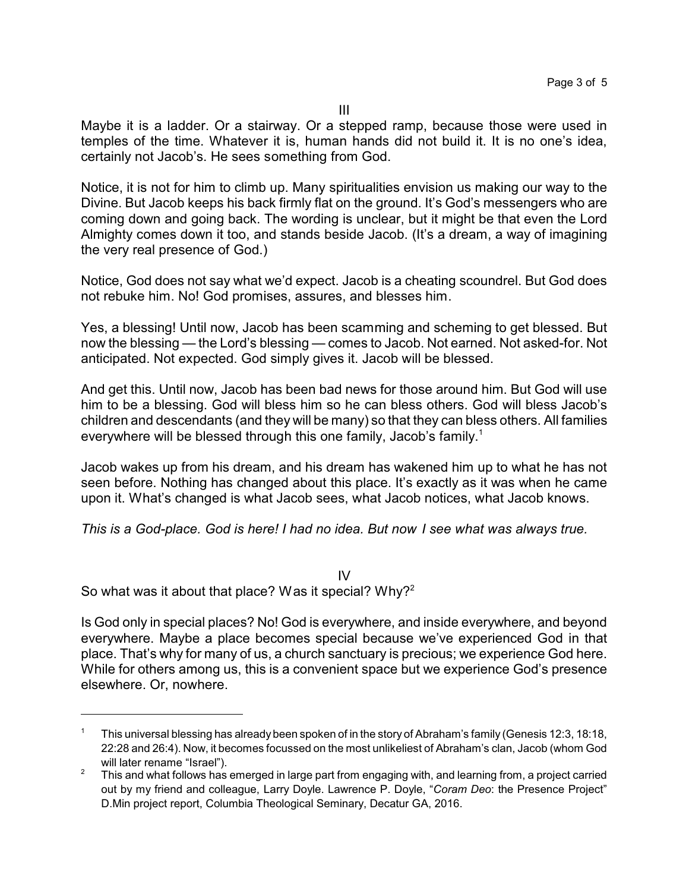## III

Maybe it is a ladder. Or a stairway. Or a stepped ramp, because those were used in temples of the time. Whatever it is, human hands did not build it. It is no one's idea, certainly not Jacob's. He sees something from God.

Notice, it is not for him to climb up. Many spiritualities envision us making our way to the Divine. But Jacob keeps his back firmly flat on the ground. It's God's messengers who are coming down and going back. The wording is unclear, but it might be that even the Lord Almighty comes down it too, and stands beside Jacob. (It's a dream, a way of imagining the very real presence of God.)

Notice, God does not say what we'd expect. Jacob is a cheating scoundrel. But God does not rebuke him. No! God promises, assures, and blesses him.

Yes, a blessing! Until now, Jacob has been scamming and scheming to get blessed. But now the blessing — the Lord's blessing — comes to Jacob. Not earned. Not asked-for. Not anticipated. Not expected. God simply gives it. Jacob will be blessed.

And get this. Until now, Jacob has been bad news for those around him. But God will use him to be a blessing. God will bless him so he can bless others. God will bless Jacob's children and descendants (and they will be many) so that they can bless others. All families everywhere will be blessed through this one family, Jacob's family.[1]

Jacob wakes up from his dream, and his dream has wakened him up to what he has not seen before. Nothing has changed about this place. It's exactly as it was when he came upon it. What's changed is what Jacob sees, what Jacob notices, what Jacob knows.

*This is a God-place. God is here! I had no idea. But now I see what was always true.*

## IV

So what was it about that place? Was it special? Why?[2]

Is God only in special places? No! God is everywhere, and inside everywhere, and beyond everywhere. Maybe a place becomes special because we've experienced God in that place. That's why for many of us, a church sanctuary is precious; we experience God here. While for others among us, this is a convenient space but we experience God's presence elsewhere. Or, nowhere.

---

[1] This universal blessing has already been spoken of in the story of Abraham's family (Genesis 12:3, 18:18, 22:28 and 26:4). Now, it becomes focussed on the most unlikeliest of Abraham's clan, Jacob (whom God will later rename "Israel").

[2] This and what follows has emerged in large part from engaging with, and learning from, a project carried out by my friend and colleague, Larry Doyle. Lawrence P. Doyle, "*Coram Deo*: the Presence Project" D.Min project report, Columbia Theological Seminary, Decatur GA, 2016.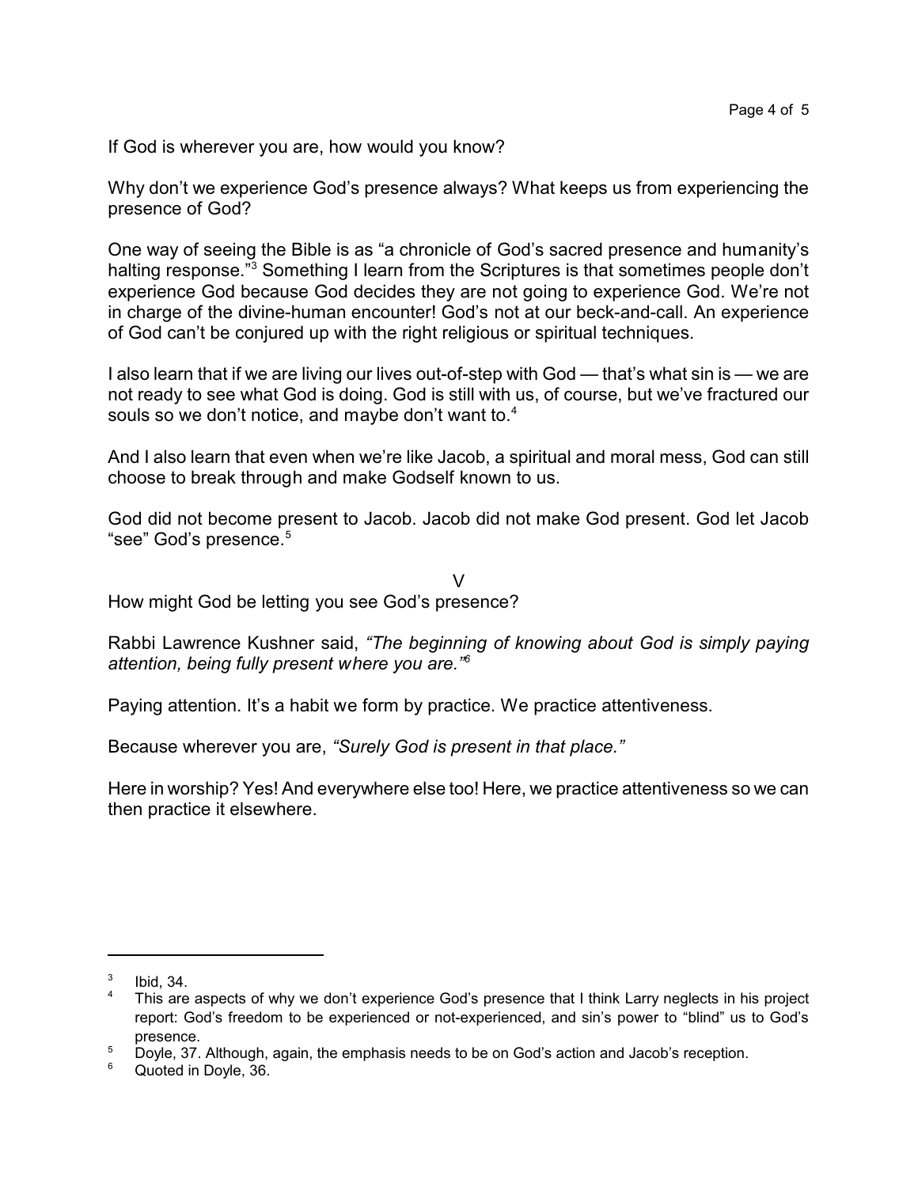If God is wherever you are, how would you know?

Why don't we experience God's presence always? What keeps us from experiencing the presence of God?

One way of seeing the Bible is as "a chronicle of God's sacred presence and humanity's halting response."[3] Something I learn from the Scriptures is that sometimes people don't experience God because God decides they are not going to experience God. We're not in charge of the divine-human encounter! God's not at our beck-and-call. An experience of God can't be conjured up with the right religious or spiritual techniques.

I also learn that if we are living our lives out-of-step with God — that's what sin is — we are not ready to see what God is doing. God is still with us, of course, but we've fractured our souls so we don't notice, and maybe don't want to.[4]

And I also learn that even when we're like Jacob, a spiritual and moral mess, God can still choose to break through and make Godself known to us.

God did not become present to Jacob. Jacob did not make God present. God let Jacob "see" God's presence.[5]

V

How might God be letting you see God's presence?

Rabbi Lawrence Kushner said, *"The beginning of knowing about God is simply paying attention, being fully present where you are."*[6]

Paying attention. It's a habit we form by practice. We practice attentiveness.

Because wherever you are, *"Surely God is present in that place."*

Here in worship? Yes! And everywhere else too! Here, we practice attentiveness so we can then practice it elsewhere.

---

[3] Ibid, 34.

[4] This are aspects of why we don't experience God's presence that I think Larry neglects in his project report: God's freedom to be experienced or not-experienced, and sin's power to "blind" us to God's presence.

[5] Doyle, 37. Although, again, the emphasis needs to be on God's action and Jacob's reception.

[6] Quoted in Doyle, 36.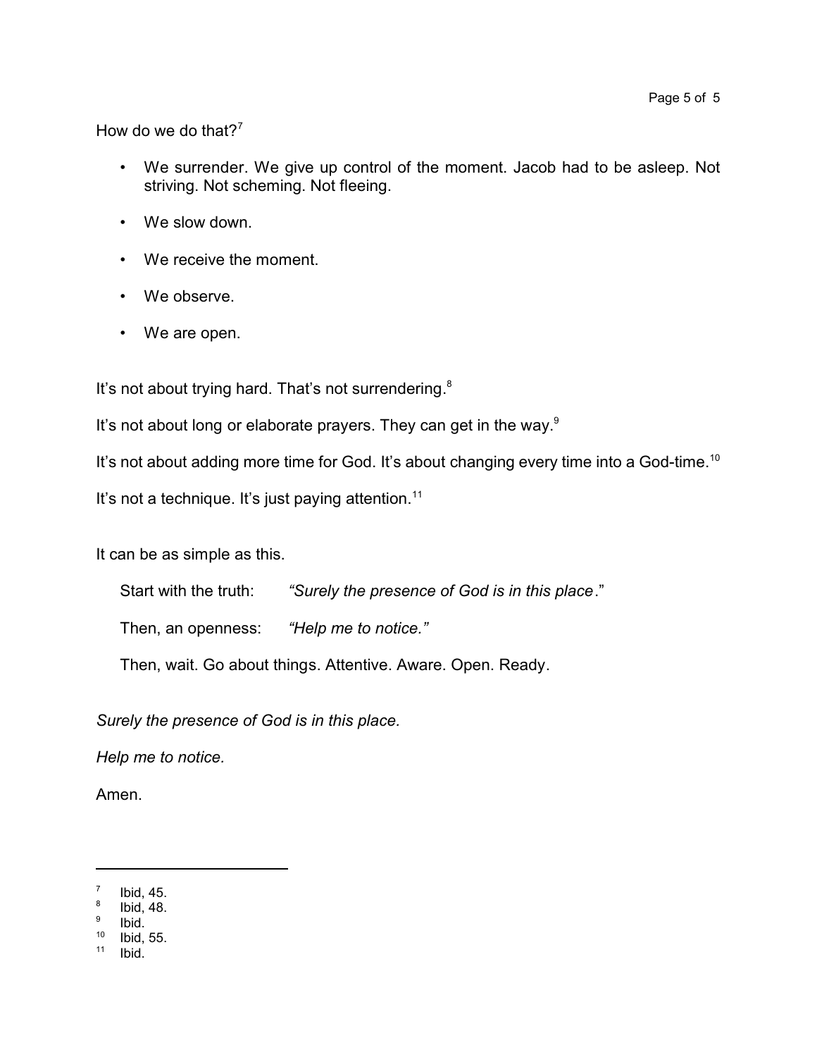How do we do that?[7]

- We surrender. We give up control of the moment. Jacob had to be asleep. Not striving. Not scheming. Not fleeing.
- We slow down.
- We receive the moment.
- We observe.
- We are open.

It's not about trying hard. That's not surrendering.[8]

It's not about long or elaborate prayers. They can get in the way.[9]

It's not about adding more time for God. It's about changing every time into a God-time.[10]

It's not a technique. It's just paying attention.[11]

It can be as simple as this.

> Start with the truth: *"Surely the presence of God is in this place*."
>
> Then, an openness: *"Help me to notice."*
>
> Then, wait. Go about things. Attentive. Aware. Open. Ready.

*Surely the presence of God is in this place.*

*Help me to notice.*

Amen.

---

[7] Ibid, 45.
[8] Ibid, 48.
[9] Ibid.
[10] Ibid, 55.
[11] Ibid.